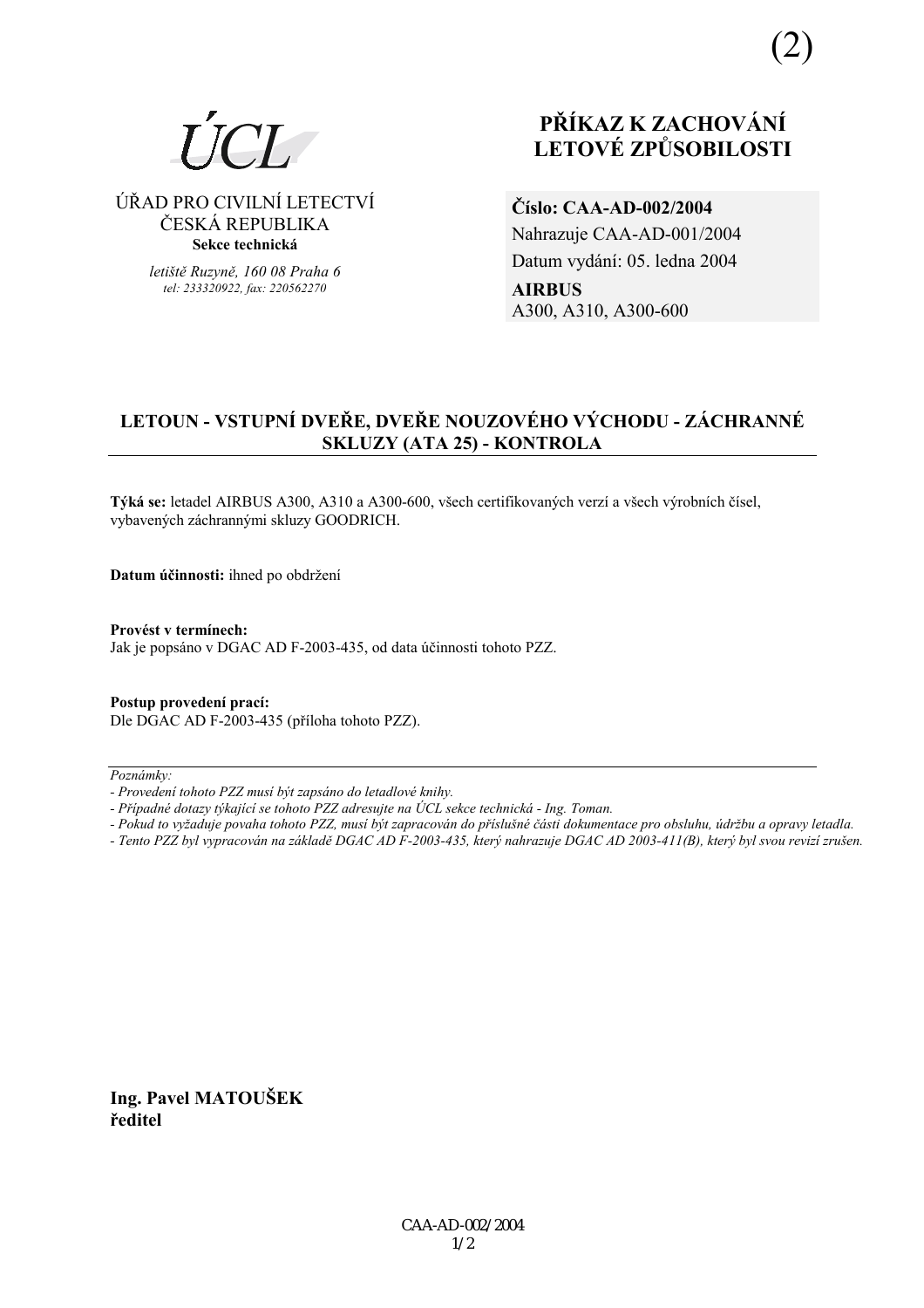(2)

ÚCL

ÚŘAD PRO CIVILNÍ LETECTVÍ
ČESKÁ REPUBLIKA
**Sekce technická**

*letiště Ruzyně, 160 08 Praha 6*
*tel: 233320922, fax: 220562270*

# PŘÍKAZ K ZACHOVÁNÍ LETOVÉ ZPŮSOBILOSTI

**Číslo: CAA-AD-002/2004**
Nahrazuje CAA-AD-001/2004
Datum vydání: 05. ledna 2004
**AIRBUS**
A300, A310, A300-600

## LETOUN - VSTUPNÍ DVEŘE, DVEŘE NOUZOVÉHO VÝCHODU - ZÁCHRANNÉ SKLUZY (ATA 25) - KONTROLA

**Týká se:** letadel AIRBUS A300, A310 a A300-600, všech certifikovaných verzí a všech výrobních čísel, vybavených záchrannými skluzy GOODRICH.

**Datum účinnosti:** ihned po obdržení

**Provést v termínech:**
Jak je popsáno v DGAC AD F-2003-435, od data účinnosti tohoto PZZ.

**Postup provedení prací:**
Dle DGAC AD F-2003-435 (příloha tohoto PZZ).

*Poznámky:*
*- Provedení tohoto PZZ musí být zapsáno do letadlové knihy.*
*- Případné dotazy týkající se tohoto PZZ adresujte na ÚCL sekce technická - Ing. Toman.*
*- Pokud to vyžaduje povaha tohoto PZZ, musí být zapracován do příslušné části dokumentace pro obsluhu, údržbu a opravy letadla.*
*- Tento PZZ byl vypracován na základě DGAC AD F-2003-435, který nahrazuje DGAC AD 2003-411(B), který byl svou revizí zrušen.*

**Ing. Pavel MATOUŠEK**
**ředitel**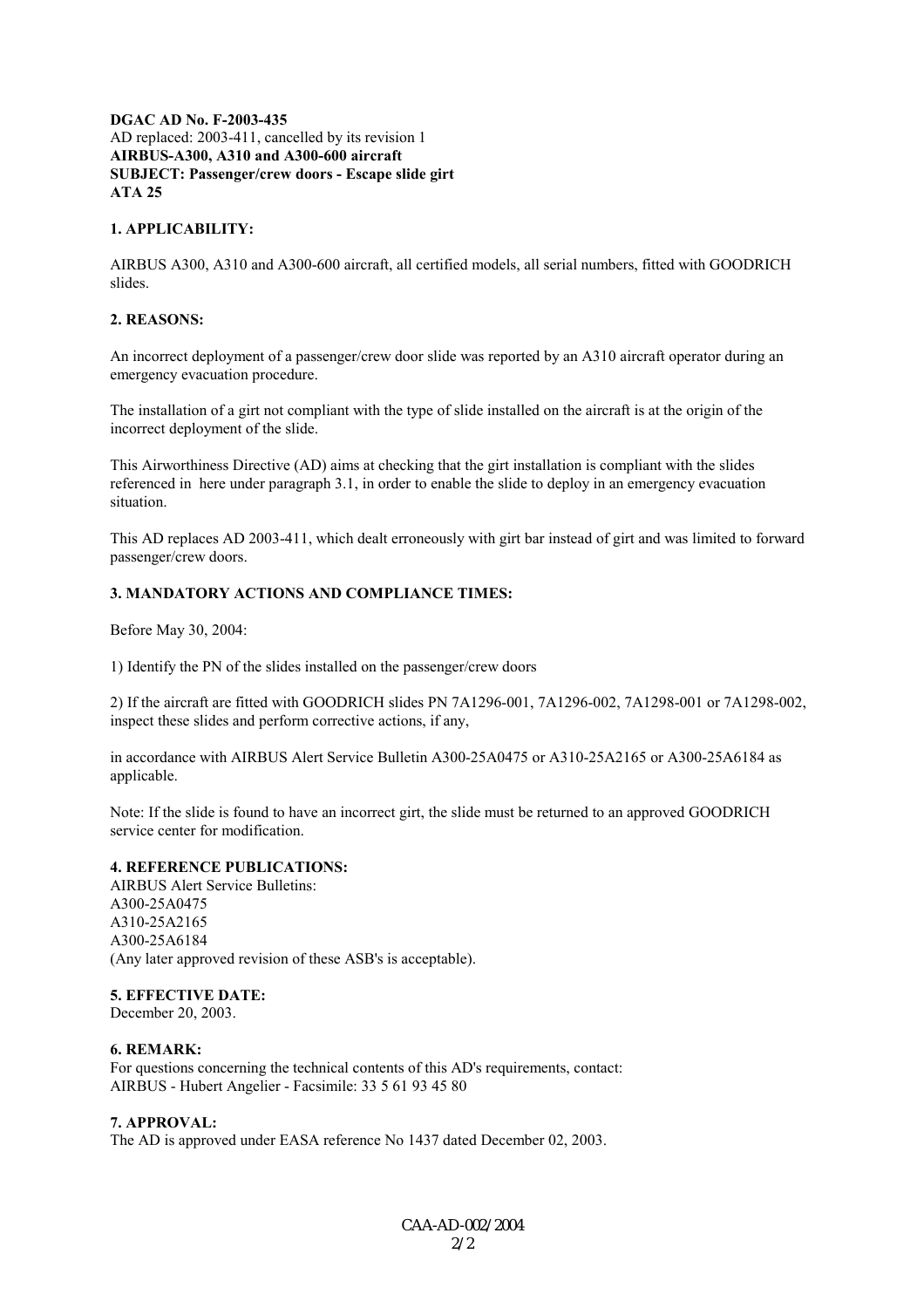**DGAC AD No. F-2003-435**
AD replaced: 2003-411, cancelled by its revision 1
**AIRBUS-A300, A310 and A300-600 aircraft**
**SUBJECT: Passenger/crew doors - Escape slide girt**
**ATA 25**

**1. APPLICABILITY:**

AIRBUS A300, A310 and A300-600 aircraft, all certified models, all serial numbers, fitted with GOODRICH slides.

**2. REASONS:**

An incorrect deployment of a passenger/crew door slide was reported by an A310 aircraft operator during an emergency evacuation procedure.

The installation of a girt not compliant with the type of slide installed on the aircraft is at the origin of the incorrect deployment of the slide.

This Airworthiness Directive (AD) aims at checking that the girt installation is compliant with the slides referenced in here under paragraph 3.1, in order to enable the slide to deploy in an emergency evacuation situation.

This AD replaces AD 2003-411, which dealt erroneously with girt bar instead of girt and was limited to forward passenger/crew doors.

**3. MANDATORY ACTIONS AND COMPLIANCE TIMES:**

Before May 30, 2004:

1) Identify the PN of the slides installed on the passenger/crew doors

2) If the aircraft are fitted with GOODRICH slides PN 7A1296-001, 7A1296-002, 7A1298-001 or 7A1298-002, inspect these slides and perform corrective actions, if any,

in accordance with AIRBUS Alert Service Bulletin A300-25A0475 or A310-25A2165 or A300-25A6184 as applicable.

Note: If the slide is found to have an incorrect girt, the slide must be returned to an approved GOODRICH service center for modification.

**4. REFERENCE PUBLICATIONS:**
AIRBUS Alert Service Bulletins:
A300-25A0475
A310-25A2165
A300-25A6184
(Any later approved revision of these ASB's is acceptable).

**5. EFFECTIVE DATE:**
December 20, 2003.

**6. REMARK:**
For questions concerning the technical contents of this AD's requirements, contact:
AIRBUS - Hubert Angelier - Facsimile: 33 5 61 93 45 80

**7. APPROVAL:**
The AD is approved under EASA reference No 1437 dated December 02, 2003.

CAA-AD-002/2004